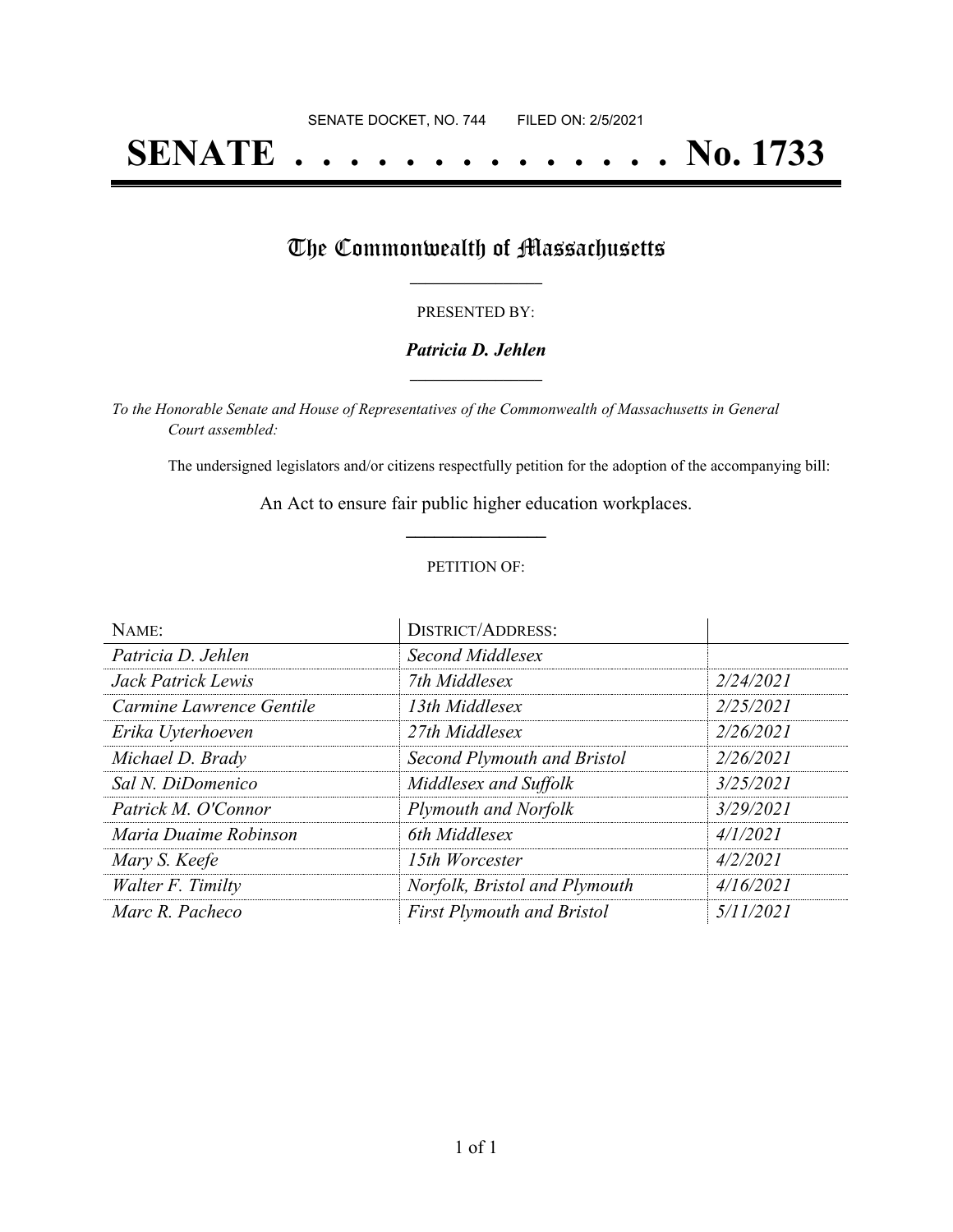SENATE DOCKET, NO. 744        FILED ON: 2/5/2021

# SENATE . . . . . . . . . . . . . . . No. 1733

## The Commonwealth of Massachusetts

PRESENTED BY:

***Patricia D. Jehlen***

*To the Honorable Senate and House of Representatives of the Commonwealth of Massachusetts in General Court assembled:*

The undersigned legislators and/or citizens respectfully petition for the adoption of the accompanying bill:

An Act to ensure fair public higher education workplaces.

PETITION OF:

| NAME: | DISTRICT/ADDRESS: | |
|---|---|---|
| *Patricia D. Jehlen* | *Second Middlesex* | |
| *Jack Patrick Lewis* | *7th Middlesex* | *2/24/2021* |
| *Carmine Lawrence Gentile* | *13th Middlesex* | *2/25/2021* |
| *Erika Uyterhoeven* | *27th Middlesex* | *2/26/2021* |
| *Michael D. Brady* | *Second Plymouth and Bristol* | *2/26/2021* |
| *Sal N. DiDomenico* | *Middlesex and Suffolk* | *3/25/2021* |
| *Patrick M. O'Connor* | *Plymouth and Norfolk* | *3/29/2021* |
| *Maria Duaime Robinson* | *6th Middlesex* | *4/1/2021* |
| *Mary S. Keefe* | *15th Worcester* | *4/2/2021* |
| *Walter F. Timilty* | *Norfolk, Bristol and Plymouth* | *4/16/2021* |
| *Marc R. Pacheco* | *First Plymouth and Bristol* | *5/11/2021* |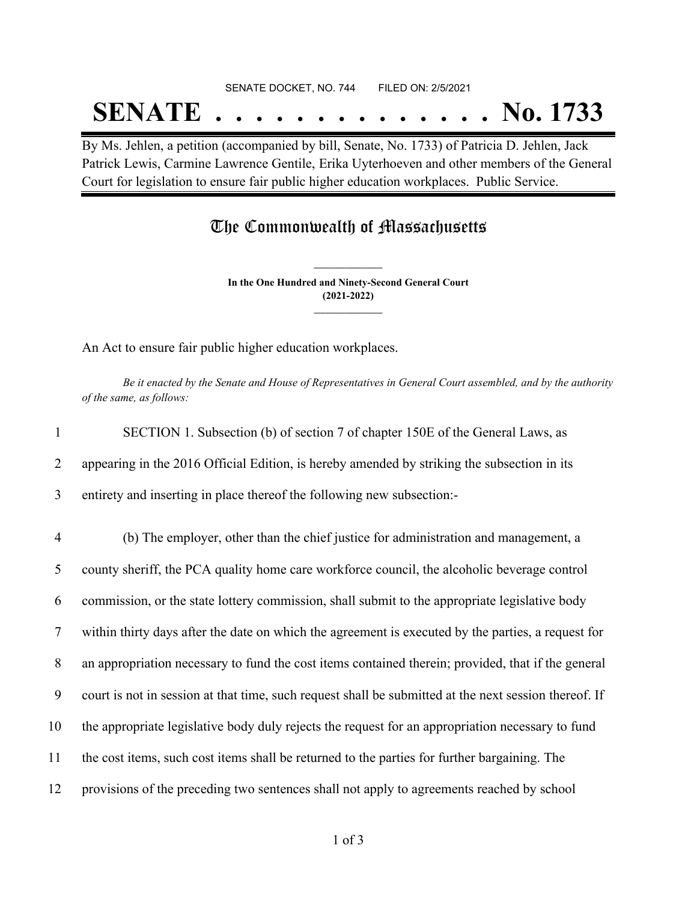SENATE DOCKET, NO. 744 FILED ON: 2/5/2021

# SENATE . . . . . . . . . . . . . . No. 1733

By Ms. Jehlen, a petition (accompanied by bill, Senate, No. 1733) of Patricia D. Jehlen, Jack Patrick Lewis, Carmine Lawrence Gentile, Erika Uyterhoeven and other members of the General Court for legislation to ensure fair public higher education workplaces. Public Service.

## The Commonwealth of Massachusetts

**In the One Hundred and Ninety-Second General Court**
**(2021-2022)**

An Act to ensure fair public higher education workplaces.

*Be it enacted by the Senate and House of Representatives in General Court assembled, and by the authority of the same, as follows:*

1 SECTION 1. Subsection (b) of section 7 of chapter 150E of the General Laws, as
2 appearing in the 2016 Official Edition, is hereby amended by striking the subsection in its
3 entirety and inserting in place thereof the following new subsection:-

4 (b) The employer, other than the chief justice for administration and management, a
5 county sheriff, the PCA quality home care workforce council, the alcoholic beverage control
6 commission, or the state lottery commission, shall submit to the appropriate legislative body
7 within thirty days after the date on which the agreement is executed by the parties, a request for
8 an appropriation necessary to fund the cost items contained therein; provided, that if the general
9 court is not in session at that time, such request shall be submitted at the next session thereof. If
10 the appropriate legislative body duly rejects the request for an appropriation necessary to fund
11 the cost items, such cost items shall be returned to the parties for further bargaining. The
12 provisions of the preceding two sentences shall not apply to agreements reached by school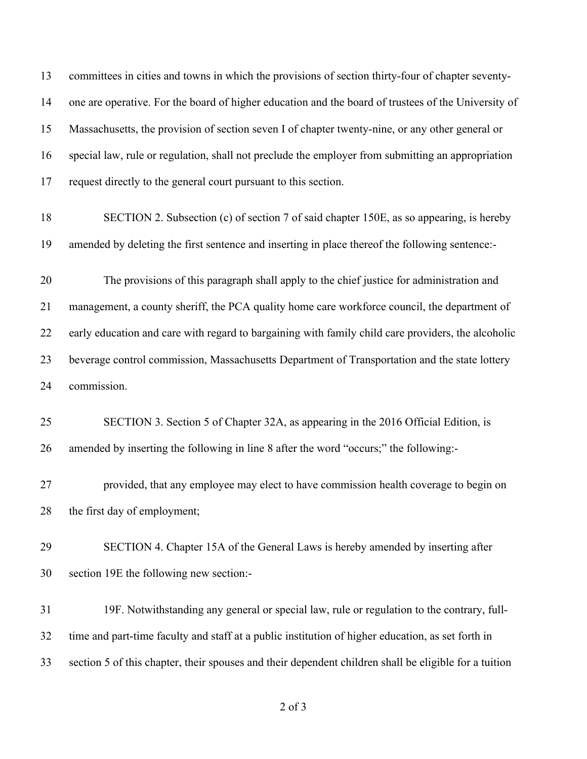committees in cities and towns in which the provisions of section thirty-four of chapter seventy-one are operative. For the board of higher education and the board of trustees of the University of Massachusetts, the provision of section seven I of chapter twenty-nine, or any other general or special law, rule or regulation, shall not preclude the employer from submitting an appropriation request directly to the general court pursuant to this section.

SECTION 2. Subsection (c) of section 7 of said chapter 150E, as so appearing, is hereby amended by deleting the first sentence and inserting in place thereof the following sentence:-

The provisions of this paragraph shall apply to the chief justice for administration and management, a county sheriff, the PCA quality home care workforce council, the department of early education and care with regard to bargaining with family child care providers, the alcoholic beverage control commission, Massachusetts Department of Transportation and the state lottery commission.

SECTION 3. Section 5 of Chapter 32A, as appearing in the 2016 Official Edition, is amended by inserting the following in line 8 after the word "occurs;" the following:-

provided, that any employee may elect to have commission health coverage to begin on the first day of employment;

SECTION 4. Chapter 15A of the General Laws is hereby amended by inserting after section 19E the following new section:-

19F. Notwithstanding any general or special law, rule or regulation to the contrary, full-time and part-time faculty and staff at a public institution of higher education, as set forth in section 5 of this chapter, their spouses and their dependent children shall be eligible for a tuition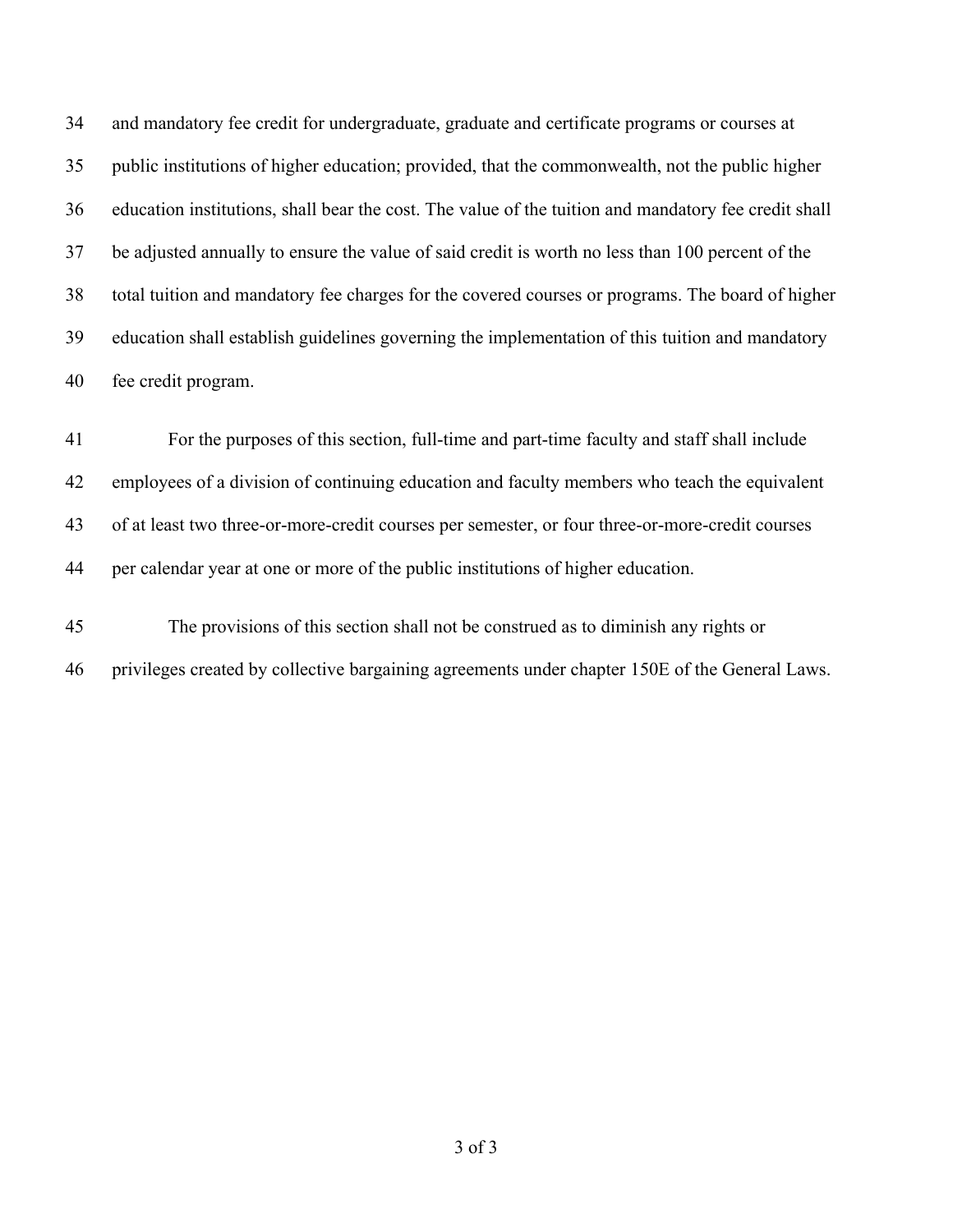and mandatory fee credit for undergraduate, graduate and certificate programs or courses at public institutions of higher education; provided, that the commonwealth, not the public higher education institutions, shall bear the cost. The value of the tuition and mandatory fee credit shall be adjusted annually to ensure the value of said credit is worth no less than 100 percent of the total tuition and mandatory fee charges for the covered courses or programs. The board of higher education shall establish guidelines governing the implementation of this tuition and mandatory fee credit program.

For the purposes of this section, full-time and part-time faculty and staff shall include employees of a division of continuing education and faculty members who teach the equivalent of at least two three-or-more-credit courses per semester, or four three-or-more-credit courses per calendar year at one or more of the public institutions of higher education.

The provisions of this section shall not be construed as to diminish any rights or privileges created by collective bargaining agreements under chapter 150E of the General Laws.